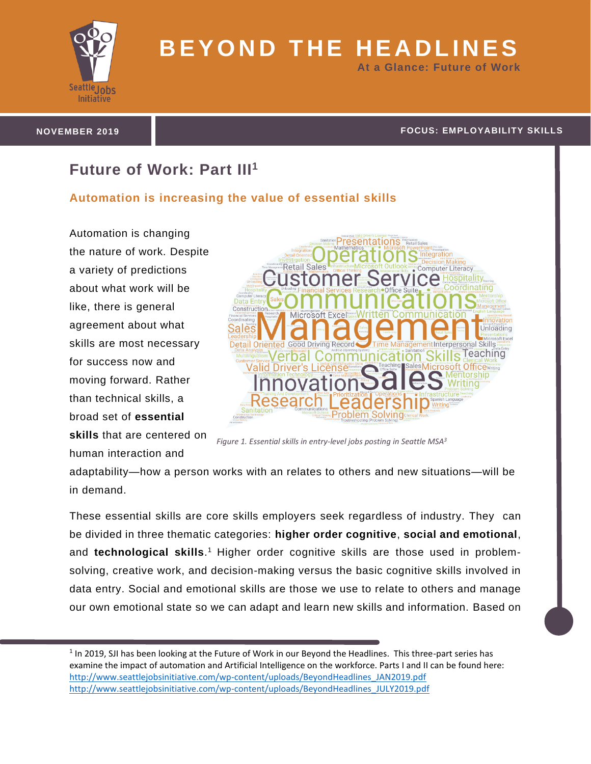# BEYOND THE HEADLINES

At a Glance: Future of Work

NOVEMBER 2019

FOCUS: EMPLOYABILITY SKILLS

## Future of Work: Part III[1]

### Automation is increasing the value of essential skills

Automation is changing the nature of work. Despite a variety of predictions about what work will be like, there is general agreement about what skills are most necessary for success now and moving forward. Rather than technical skills, a broad set of **essential skills** that are centered on human interaction and adaptability—how a person works with an relates to others and new situations—will be in demand.

*Figure 1. Essential skills in entry-level jobs posting in Seattle MSA[3]*

These essential skills are core skills employers seek regardless of industry. They can be divided in three thematic categories: **higher order cognitive**, **social and emotional**, and **technological skills**.[1] Higher order cognitive skills are those used in problem-solving, creative work, and decision-making versus the basic cognitive skills involved in data entry. Social and emotional skills are those we use to relate to others and manage our own emotional state so we can adapt and learn new skills and information. Based on

[1] In 2019, SJI has been looking at the Future of Work in our Beyond the Headlines. This three-part series has examine the impact of automation and Artificial Intelligence on the workforce. Parts I and II can be found here:
http://www.seattlejobsinitiative.com/wp-content/uploads/BeyondHeadlines_JAN2019.pdf
http://www.seattlejobsinitiative.com/wp-content/uploads/BeyondHeadlines_JULY2019.pdf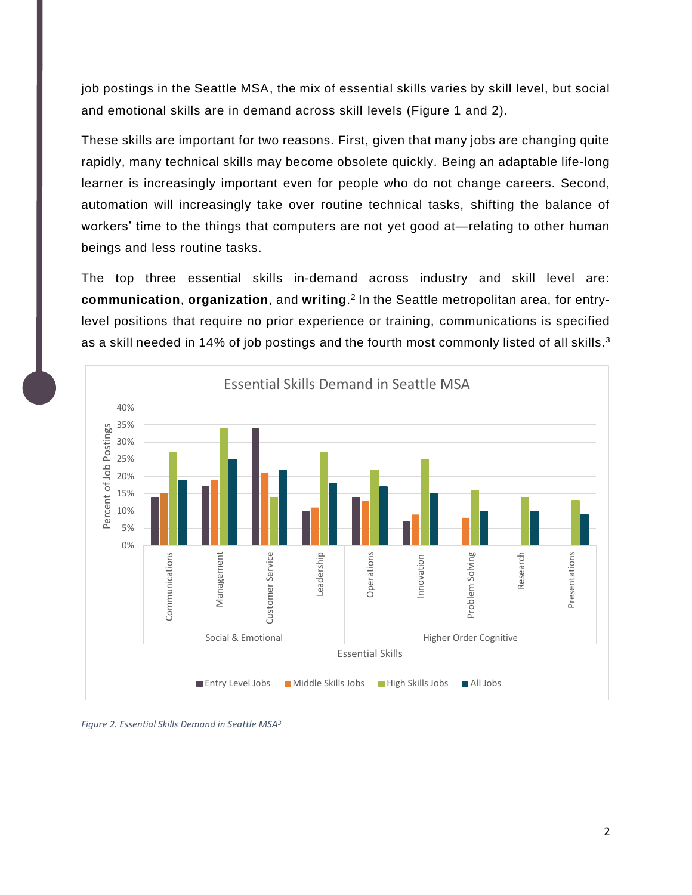job postings in the Seattle MSA, the mix of essential skills varies by skill level, but social and emotional skills are in demand across skill levels (Figure 1 and 2).

These skills are important for two reasons. First, given that many jobs are changing quite rapidly, many technical skills may become obsolete quickly. Being an adaptable life-long learner is increasingly important even for people who do not change careers. Second, automation will increasingly take over routine technical tasks, shifting the balance of workers' time to the things that computers are not yet good at—relating to other human beings and less routine tasks.

The top three essential skills in-demand across industry and skill level are: **communication**, **organization**, and **writing**.[2] In the Seattle metropolitan area, for entry-level positions that require no prior experience or training, communications is specified as a skill needed in 14% of job postings and the fourth most commonly listed of all skills.[3]

Essential Skills Demand in Seattle MSA

Percent of Job Postings

40%
35%
30%
25%
20%
15%
10%
5%
0%

Communications
Management
Customer Service
Leadership
Operations
Innovation
Problem Solving
Research
Presentations

Social & Emotional
Higher Order Cognitive

Essential Skills

Entry Level Jobs
Middle Skills Jobs
High Skills Jobs
All Jobs

*Figure 2. Essential Skills Demand in Seattle MSA[3]*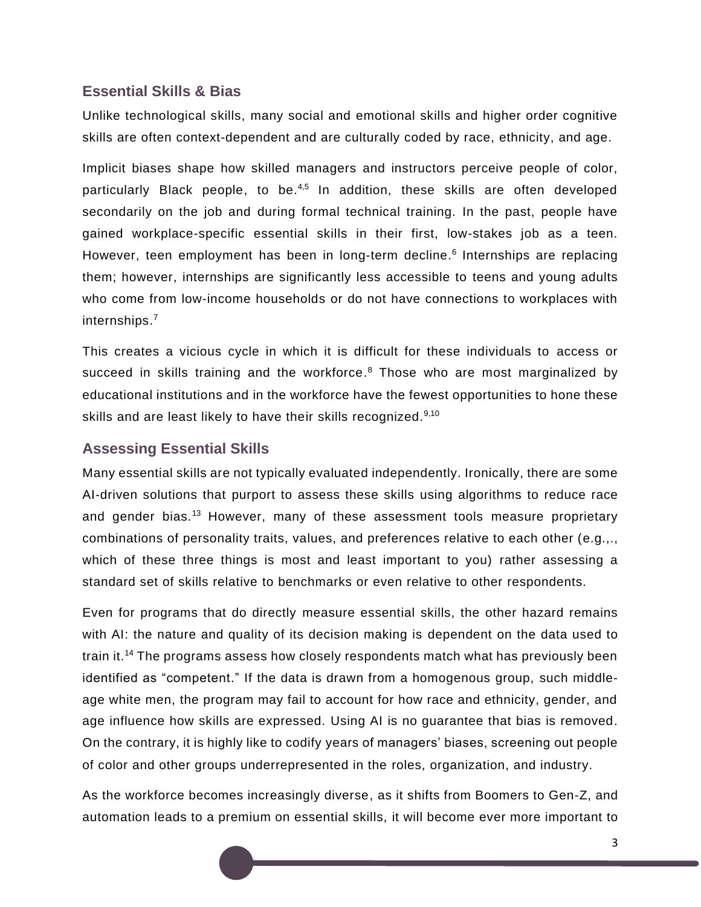## Essential Skills & Bias

Unlike technological skills, many social and emotional skills and higher order cognitive skills are often context-dependent and are culturally coded by race, ethnicity, and age.

Implicit biases shape how skilled managers and instructors perceive people of color, particularly Black people, to be.[4,5] In addition, these skills are often developed secondarily on the job and during formal technical training. In the past, people have gained workplace-specific essential skills in their first, low-stakes job as a teen. However, teen employment has been in long-term decline.[6] Internships are replacing them; however, internships are significantly less accessible to teens and young adults who come from low-income households or do not have connections to workplaces with internships.[7]

This creates a vicious cycle in which it is difficult for these individuals to access or succeed in skills training and the workforce.[8] Those who are most marginalized by educational institutions and in the workforce have the fewest opportunities to hone these skills and are least likely to have their skills recognized.[9,10]

## Assessing Essential Skills

Many essential skills are not typically evaluated independently. Ironically, there are some AI-driven solutions that purport to assess these skills using algorithms to reduce race and gender bias.[13] However, many of these assessment tools measure proprietary combinations of personality traits, values, and preferences relative to each other (e.g.,., which of these three things is most and least important to you) rather assessing a standard set of skills relative to benchmarks or even relative to other respondents.

Even for programs that do directly measure essential skills, the other hazard remains with AI: the nature and quality of its decision making is dependent on the data used to train it.[14] The programs assess how closely respondents match what has previously been identified as "competent." If the data is drawn from a homogenous group, such middle-age white men, the program may fail to account for how race and ethnicity, gender, and age influence how skills are expressed. Using AI is no guarantee that bias is removed. On the contrary, it is highly like to codify years of managers' biases, screening out people of color and other groups underrepresented in the roles, organization, and industry.

As the workforce becomes increasingly diverse, as it shifts from Boomers to Gen-Z, and automation leads to a premium on essential skills, it will become ever more important to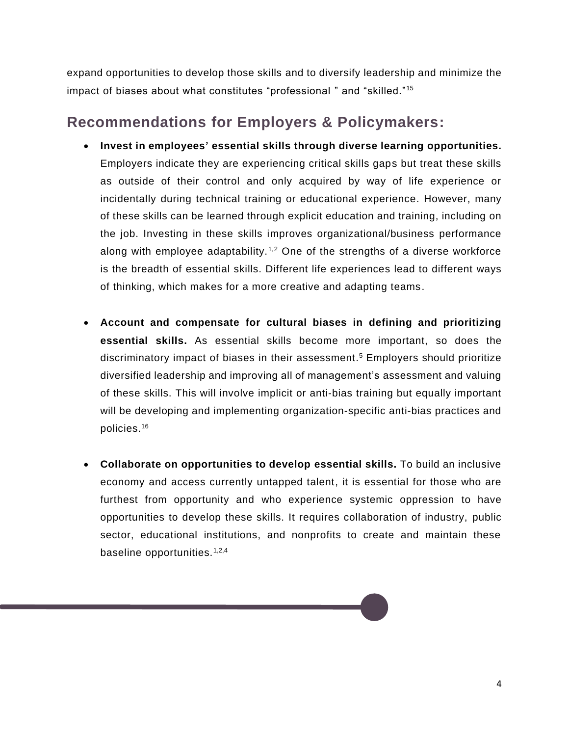expand opportunities to develop those skills and to diversify leadership and minimize the impact of biases about what constitutes “professional ” and “skilled.”[15]

## Recommendations for Employers & Policymakers:

- **Invest in employees’ essential skills through diverse learning opportunities.** Employers indicate they are experiencing critical skills gaps but treat these skills as outside of their control and only acquired by way of life experience or incidentally during technical training or educational experience. However, many of these skills can be learned through explicit education and training, including on the job. Investing in these skills improves organizational/business performance along with employee adaptability.[1,2] One of the strengths of a diverse workforce is the breadth of essential skills. Different life experiences lead to different ways of thinking, which makes for a more creative and adapting teams.

- **Account and compensate for cultural biases in defining and prioritizing essential skills.** As essential skills become more important, so does the discriminatory impact of biases in their assessment.[5] Employers should prioritize diversified leadership and improving all of management’s assessment and valuing of these skills. This will involve implicit or anti-bias training but equally important will be developing and implementing organization-specific anti-bias practices and policies.[16]

- **Collaborate on opportunities to develop essential skills.** To build an inclusive economy and access currently untapped talent, it is essential for those who are furthest from opportunity and who experience systemic oppression to have opportunities to develop these skills. It requires collaboration of industry, public sector, educational institutions, and nonprofits to create and maintain these baseline opportunities.[1,2,4]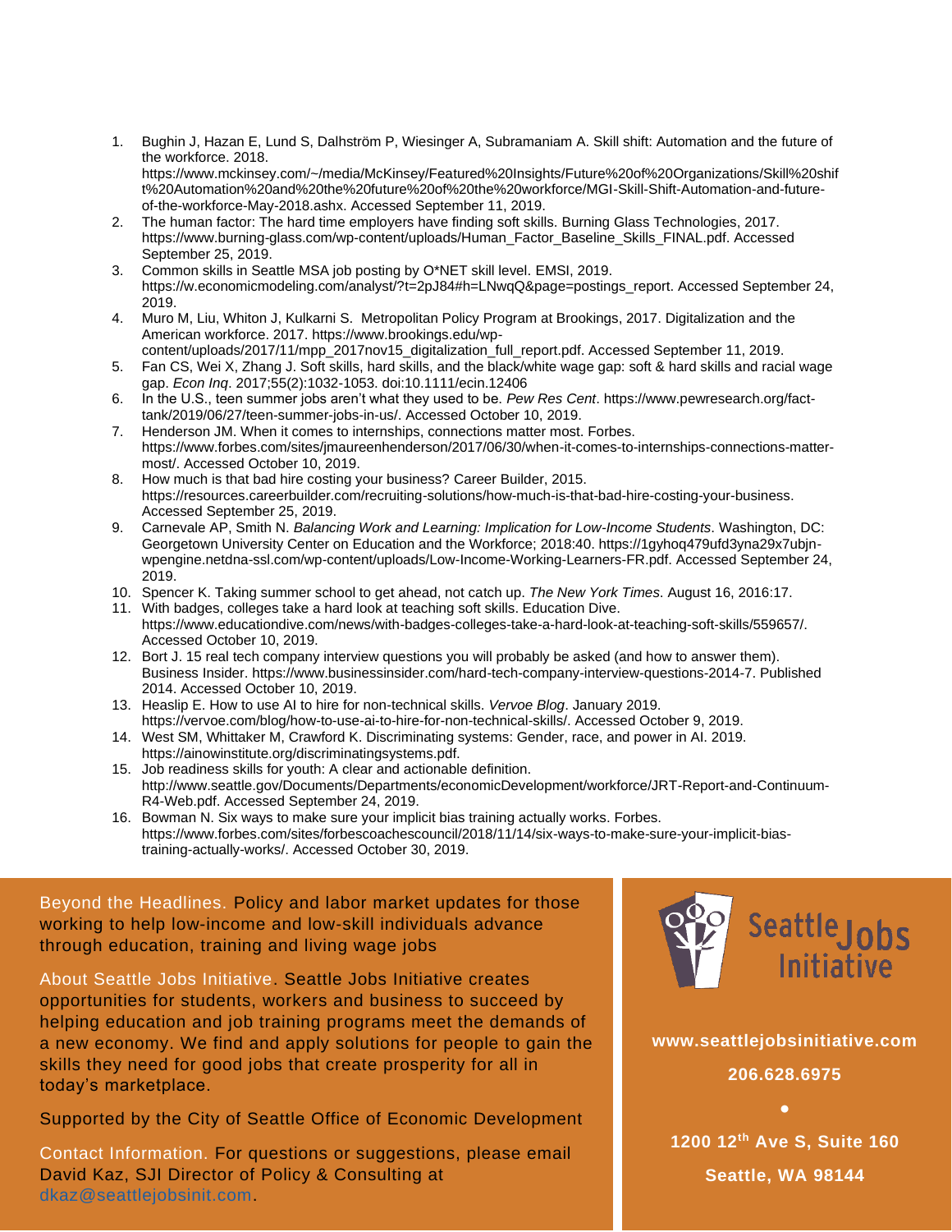1. Bughin J, Hazan E, Lund S, Dahlström P, Wiesinger A, Subramaniam A. Skill shift: Automation and the future of the workforce. 2018. https://www.mckinsey.com/~/media/McKinsey/Featured%20Insights/Future%20of%20Organizations/Skill%20shift%20Automation%20and%20the%20future%20of%20the%20workforce/MGI-Skill-Shift-Automation-and-future-of-the-workforce-May-2018.ashx. Accessed September 11, 2019.
2. The human factor: The hard time employers have finding soft skills. Burning Glass Technologies, 2017. https://www.burning-glass.com/wp-content/uploads/Human_Factor_Baseline_Skills_FINAL.pdf. Accessed September 25, 2019.
3. Common skills in Seattle MSA job posting by O*NET skill level. EMSI, 2019. https://w.economicmodeling.com/analyst/?t=2pJ84#h=LNwqQ&page=postings_report. Accessed September 24, 2019.
4. Muro M, Liu, Whiton J, Kulkarni S. Metropolitan Policy Program at Brookings, 2017. Digitalization and the American workforce. 2017. https://www.brookings.edu/wp-content/uploads/2017/11/mpp_2017nov15_digitalization_full_report.pdf. Accessed September 11, 2019.
5. Fan CS, Wei X, Zhang J. Soft skills, hard skills, and the black/white wage gap: soft & hard skills and racial wage gap. *Econ Inq*. 2017;55(2):1032-1053. doi:10.1111/ecin.12406
6. In the U.S., teen summer jobs aren't what they used to be. *Pew Res Cent*. https://www.pewresearch.org/fact-tank/2019/06/27/teen-summer-jobs-in-us/. Accessed October 10, 2019.
7. Henderson JM. When it comes to internships, connections matter most. Forbes. https://www.forbes.com/sites/jmaureenhenderson/2017/06/30/when-it-comes-to-internships-connections-matter-most/. Accessed October 10, 2019.
8. How much is that bad hire costing your business? Career Builder, 2015. https://resources.careerbuilder.com/recruiting-solutions/how-much-is-that-bad-hire-costing-your-business. Accessed September 25, 2019.
9. Carnevale AP, Smith N. *Balancing Work and Learning: Implication for Low-Income Students*. Washington, DC: Georgetown University Center on Education and the Workforce; 2018:40. https://1gyhoq479ufd3yna29x7ubjn-wpengine.netdna-ssl.com/wp-content/uploads/Low-Income-Working-Learners-FR.pdf. Accessed September 24, 2019.
10. Spencer K. Taking summer school to get ahead, not catch up. *The New York Times*. August 16, 2016:17.
11. With badges, colleges take a hard look at teaching soft skills. Education Dive. https://www.educationdive.com/news/with-badges-colleges-take-a-hard-look-at-teaching-soft-skills/559657/. Accessed October 10, 2019.
12. Bort J. 15 real tech company interview questions you will probably be asked (and how to answer them). Business Insider. https://www.businessinsider.com/hard-tech-company-interview-questions-2014-7. Published 2014. Accessed October 10, 2019.
13. Heaslip E. How to use AI to hire for non-technical skills. *Vervoe Blog*. January 2019. https://vervoe.com/blog/how-to-use-ai-to-hire-for-non-technical-skills/. Accessed October 9, 2019.
14. West SM, Whittaker M, Crawford K. Discriminating systems: Gender, race, and power in AI. 2019. https://ainowinstitute.org/discriminatingsystems.pdf.
15. Job readiness skills for youth: A clear and actionable definition. http://www.seattle.gov/Documents/Departments/economicDevelopment/workforce/JRT-Report-and-Continuum-R4-Web.pdf. Accessed September 24, 2019.
16. Bowman N. Six ways to make sure your implicit bias training actually works. Forbes. https://www.forbes.com/sites/forbescoachescouncil/2018/11/14/six-ways-to-make-sure-your-implicit-bias-training-actually-works/. Accessed October 30, 2019.

Beyond the Headlines. Policy and labor market updates for those working to help low-income and low-skill individuals advance through education, training and living wage jobs

About Seattle Jobs Initiative. Seattle Jobs Initiative creates opportunities for students, workers and business to succeed by helping education and job training programs meet the demands of a new economy. We find and apply solutions for people to gain the skills they need for good jobs that create prosperity for all in today's marketplace.

Supported by the City of Seattle Office of Economic Development

Contact Information. For questions or suggestions, please email David Kaz, SJI Director of Policy & Consulting at dkaz@seattlejobsinit.com.

Seattle Jobs Initiative

**www.seattlejobsinitiative.com**

**206.628.6975**

**1200 12th Ave S, Suite 160**

**Seattle, WA 98144**